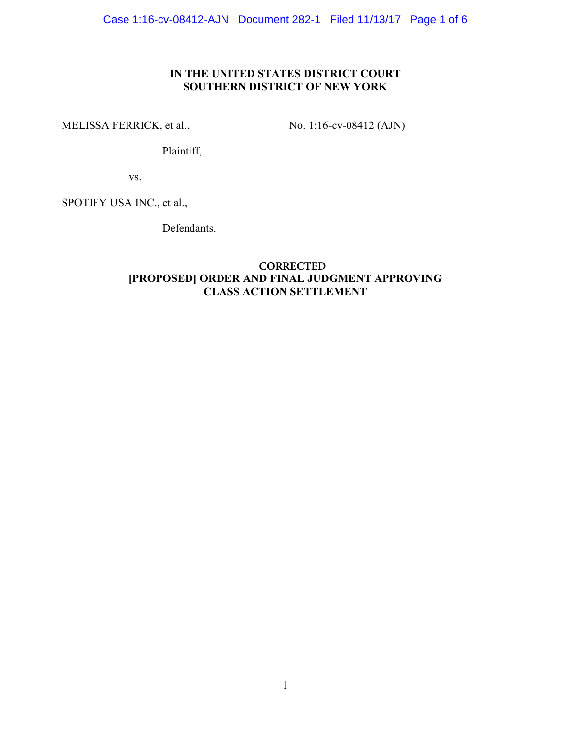**IN THE UNITED STATES DISTRICT COURT**
**SOUTHERN DISTRICT OF NEW YORK**

| | |
|---|---|
| MELISSA FERRICK, et al.,<br><br>Plaintiff,<br><br>vs.<br><br>SPOTIFY USA INC., et al.,<br><br>Defendants. | No. 1:16-cv-08412 (AJN) |

**CORRECTED**
**[PROPOSED] ORDER AND FINAL JUDGMENT APPROVING CLASS ACTION SETTLEMENT**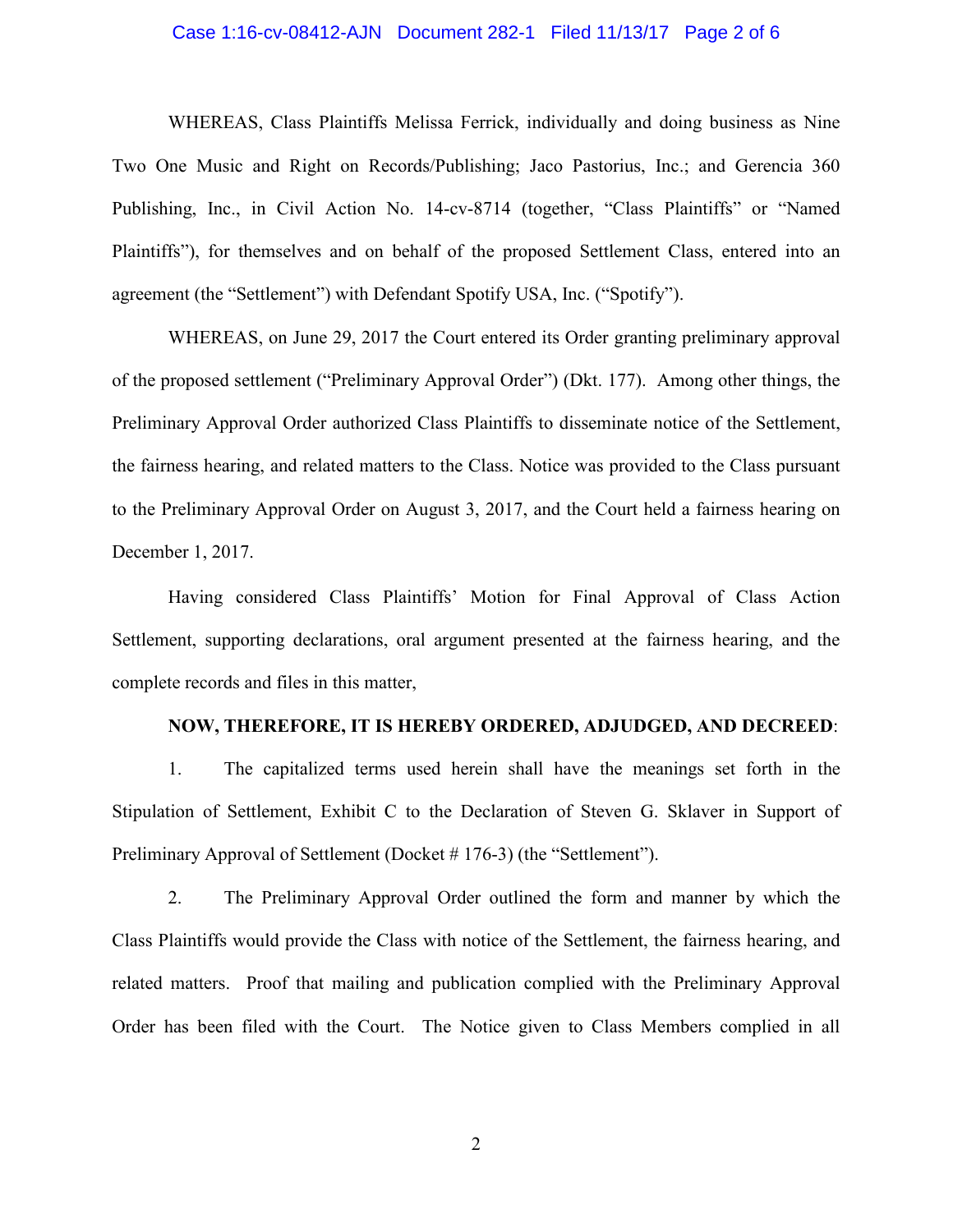WHEREAS, Class Plaintiffs Melissa Ferrick, individually and doing business as Nine Two One Music and Right on Records/Publishing; Jaco Pastorius, Inc.; and Gerencia 360 Publishing, Inc., in Civil Action No. 14-cv-8714 (together, "Class Plaintiffs" or "Named Plaintiffs"), for themselves and on behalf of the proposed Settlement Class, entered into an agreement (the "Settlement") with Defendant Spotify USA, Inc. ("Spotify").

WHEREAS, on June 29, 2017 the Court entered its Order granting preliminary approval of the proposed settlement ("Preliminary Approval Order") (Dkt. 177). Among other things, the Preliminary Approval Order authorized Class Plaintiffs to disseminate notice of the Settlement, the fairness hearing, and related matters to the Class. Notice was provided to the Class pursuant to the Preliminary Approval Order on August 3, 2017, and the Court held a fairness hearing on December 1, 2017.

Having considered Class Plaintiffs' Motion for Final Approval of Class Action Settlement, supporting declarations, oral argument presented at the fairness hearing, and the complete records and files in this matter,

**NOW, THEREFORE, IT IS HEREBY ORDERED, ADJUDGED, AND DECREED**:

1. The capitalized terms used herein shall have the meanings set forth in the Stipulation of Settlement, Exhibit C to the Declaration of Steven G. Sklaver in Support of Preliminary Approval of Settlement (Docket # 176-3) (the "Settlement").

2. The Preliminary Approval Order outlined the form and manner by which the Class Plaintiffs would provide the Class with notice of the Settlement, the fairness hearing, and related matters. Proof that mailing and publication complied with the Preliminary Approval Order has been filed with the Court. The Notice given to Class Members complied in all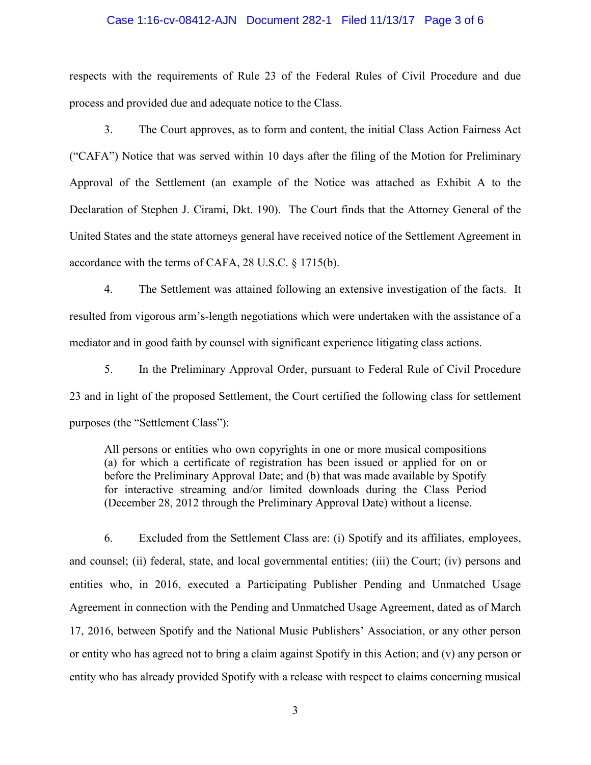respects with the requirements of Rule 23 of the Federal Rules of Civil Procedure and due process and provided due and adequate notice to the Class.

3. The Court approves, as to form and content, the initial Class Action Fairness Act ("CAFA") Notice that was served within 10 days after the filing of the Motion for Preliminary Approval of the Settlement (an example of the Notice was attached as Exhibit A to the Declaration of Stephen J. Cirami, Dkt. 190). The Court finds that the Attorney General of the United States and the state attorneys general have received notice of the Settlement Agreement in accordance with the terms of CAFA, 28 U.S.C. § 1715(b).

4. The Settlement was attained following an extensive investigation of the facts. It resulted from vigorous arm's-length negotiations which were undertaken with the assistance of a mediator and in good faith by counsel with significant experience litigating class actions.

5. In the Preliminary Approval Order, pursuant to Federal Rule of Civil Procedure 23 and in light of the proposed Settlement, the Court certified the following class for settlement purposes (the "Settlement Class"):

> All persons or entities who own copyrights in one or more musical compositions (a) for which a certificate of registration has been issued or applied for on or before the Preliminary Approval Date; and (b) that was made available by Spotify for interactive streaming and/or limited downloads during the Class Period (December 28, 2012 through the Preliminary Approval Date) without a license.

6. Excluded from the Settlement Class are: (i) Spotify and its affiliates, employees, and counsel; (ii) federal, state, and local governmental entities; (iii) the Court; (iv) persons and entities who, in 2016, executed a Participating Publisher Pending and Unmatched Usage Agreement in connection with the Pending and Unmatched Usage Agreement, dated as of March 17, 2016, between Spotify and the National Music Publishers' Association, or any other person or entity who has agreed not to bring a claim against Spotify in this Action; and (v) any person or entity who has already provided Spotify with a release with respect to claims concerning musical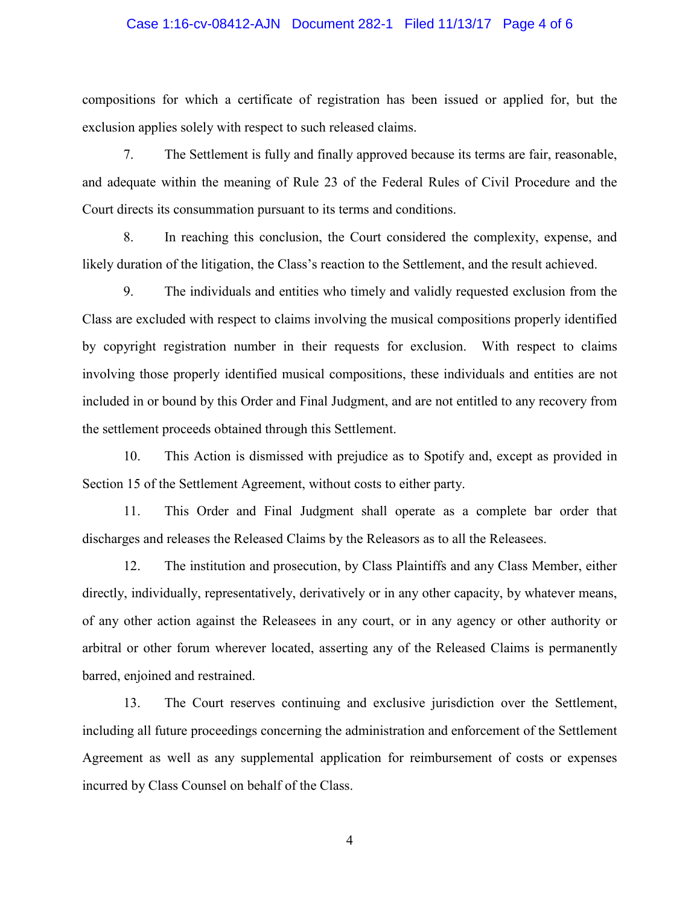compositions for which a certificate of registration has been issued or applied for, but the exclusion applies solely with respect to such released claims.

7. The Settlement is fully and finally approved because its terms are fair, reasonable, and adequate within the meaning of Rule 23 of the Federal Rules of Civil Procedure and the Court directs its consummation pursuant to its terms and conditions.

8. In reaching this conclusion, the Court considered the complexity, expense, and likely duration of the litigation, the Class's reaction to the Settlement, and the result achieved.

9. The individuals and entities who timely and validly requested exclusion from the Class are excluded with respect to claims involving the musical compositions properly identified by copyright registration number in their requests for exclusion. With respect to claims involving those properly identified musical compositions, these individuals and entities are not included in or bound by this Order and Final Judgment, and are not entitled to any recovery from the settlement proceeds obtained through this Settlement.

10. This Action is dismissed with prejudice as to Spotify and, except as provided in Section 15 of the Settlement Agreement, without costs to either party.

11. This Order and Final Judgment shall operate as a complete bar order that discharges and releases the Released Claims by the Releasors as to all the Releasees.

12. The institution and prosecution, by Class Plaintiffs and any Class Member, either directly, individually, representatively, derivatively or in any other capacity, by whatever means, of any other action against the Releasees in any court, or in any agency or other authority or arbitral or other forum wherever located, asserting any of the Released Claims is permanently barred, enjoined and restrained.

13. The Court reserves continuing and exclusive jurisdiction over the Settlement, including all future proceedings concerning the administration and enforcement of the Settlement Agreement as well as any supplemental application for reimbursement of costs or expenses incurred by Class Counsel on behalf of the Class.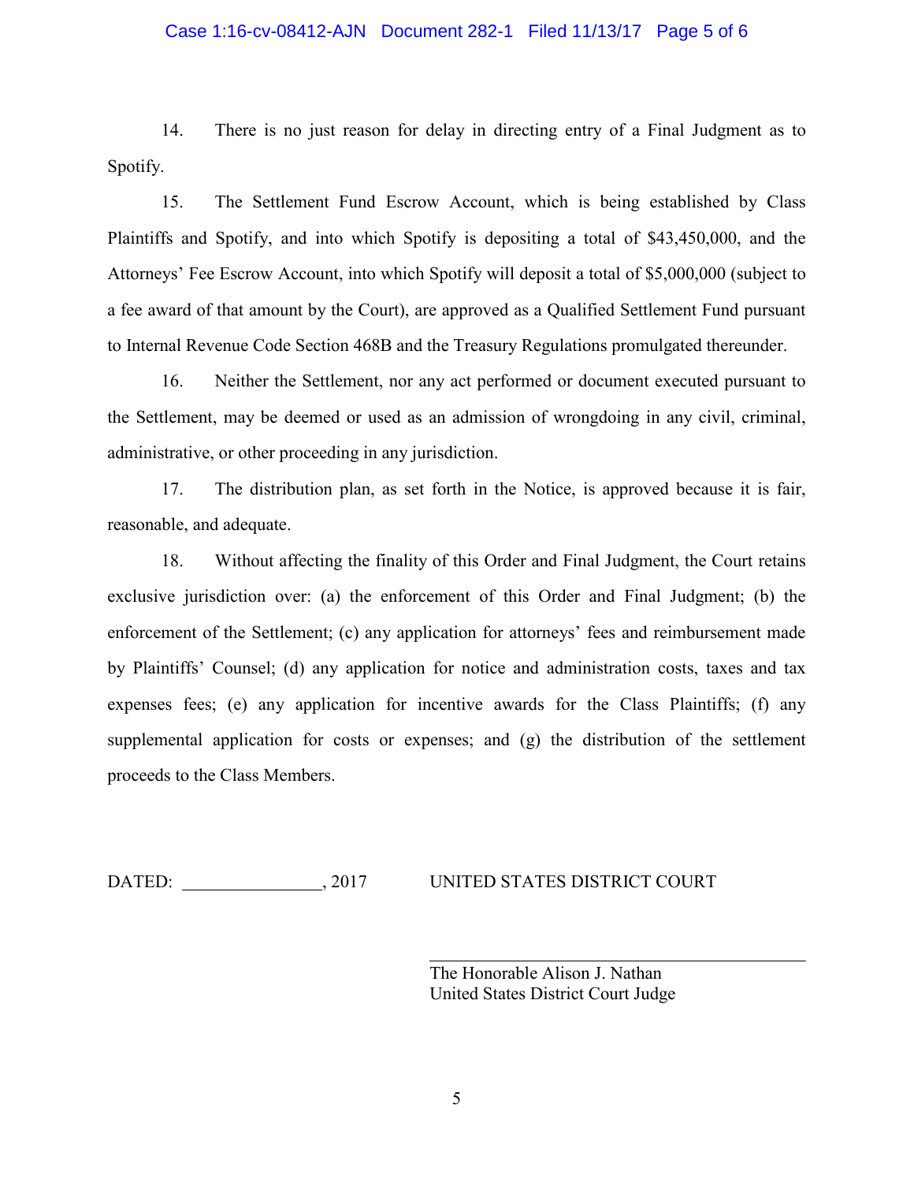14. There is no just reason for delay in directing entry of a Final Judgment as to Spotify.

15. The Settlement Fund Escrow Account, which is being established by Class Plaintiffs and Spotify, and into which Spotify is depositing a total of $43,450,000, and the Attorneys' Fee Escrow Account, into which Spotify will deposit a total of $5,000,000 (subject to a fee award of that amount by the Court), are approved as a Qualified Settlement Fund pursuant to Internal Revenue Code Section 468B and the Treasury Regulations promulgated thereunder.

16. Neither the Settlement, nor any act performed or document executed pursuant to the Settlement, may be deemed or used as an admission of wrongdoing in any civil, criminal, administrative, or other proceeding in any jurisdiction.

17. The distribution plan, as set forth in the Notice, is approved because it is fair, reasonable, and adequate.

18. Without affecting the finality of this Order and Final Judgment, the Court retains exclusive jurisdiction over: (a) the enforcement of this Order and Final Judgment; (b) the enforcement of the Settlement; (c) any application for attorneys' fees and reimbursement made by Plaintiffs' Counsel; (d) any application for notice and administration costs, taxes and tax expenses fees; (e) any application for incentive awards for the Class Plaintiffs; (f) any supplemental application for costs or expenses; and (g) the distribution of the settlement proceeds to the Class Members.

DATED: \_\_\_\_\_\_\_\_\_\_\_\_\_\_\_\_, 2017

UNITED STATES DISTRICT COURT

\_\_\_\_\_\_\_\_\_\_\_\_\_\_\_\_\_\_\_\_\_\_\_\_\_\_\_\_\_\_\_\_\_\_

The Honorable Alison J. Nathan
United States District Court Judge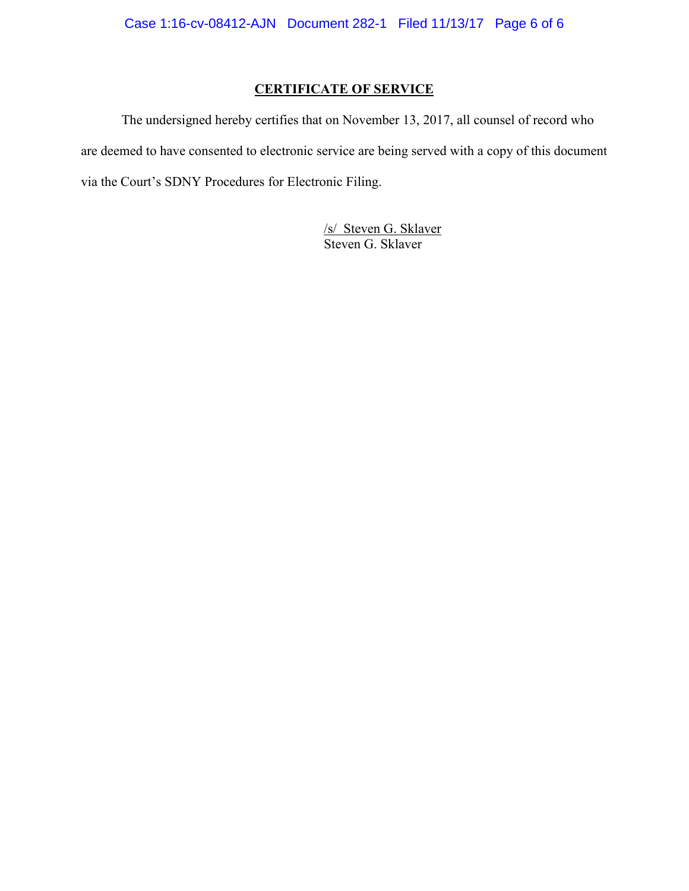## CERTIFICATE OF SERVICE

The undersigned hereby certifies that on November 13, 2017, all counsel of record who are deemed to have consented to electronic service are being served with a copy of this document via the Court's SDNY Procedures for Electronic Filing.

/s/ Steven G. Sklaver
Steven G. Sklaver